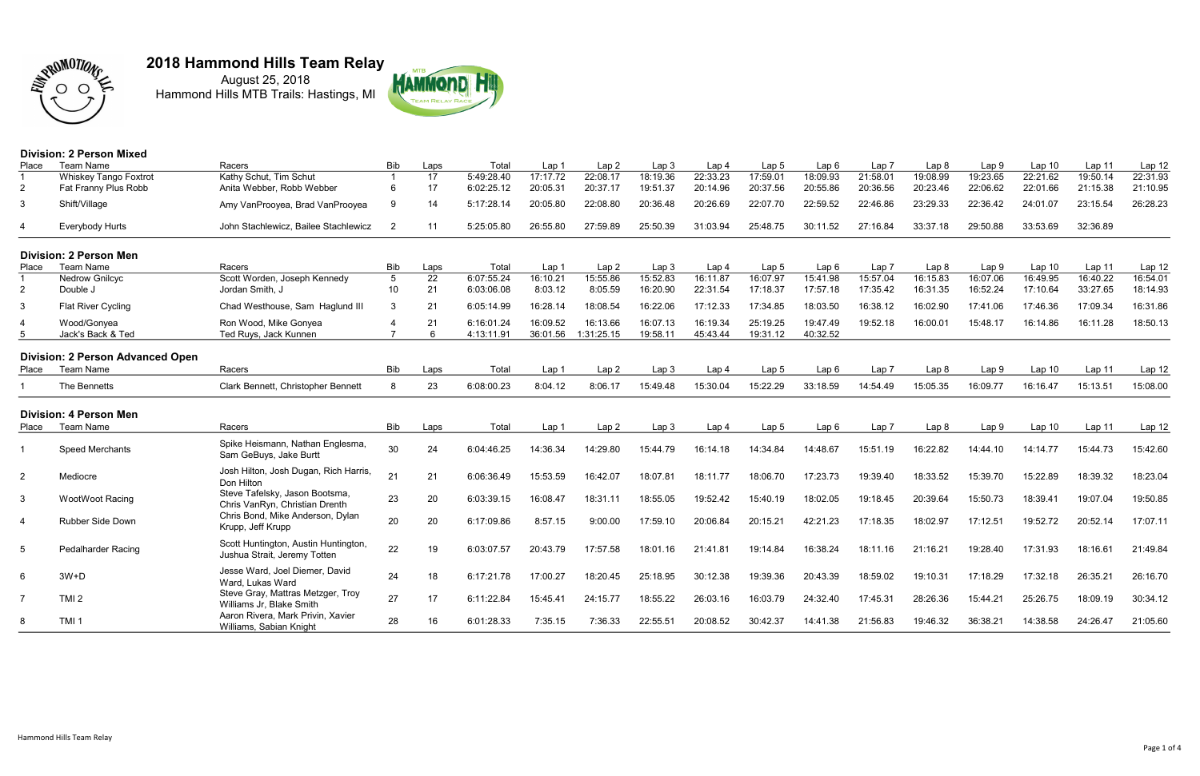# 2018 Hammond Hills Team Relay

August 25, 2018
Hammond Hills MTB Trails: Hastings, MI

## Division: 2 Person Mixed

| Place | Team Name | Racers | Bib | Laps | Total | Lap 1 | Lap 2 | Lap 3 | Lap 4 | Lap 5 | Lap 6 | Lap 7 | Lap 8 | Lap 9 | Lap 10 | Lap 11 | Lap 12 |
|---|---|---|---|---|---|---|---|---|---|---|---|---|---|---|---|---|---|
| 1 | Whiskey Tango Foxtrot | Kathy Schut, Tim Schut | 1 | 17 | 5:49:28.40 | 17:17.72 | 22:08.17 | 18:19.36 | 22:33.23 | 17:59.01 | 18:09.93 | 21:58.01 | 19:08.99 | 19:23.65 | 22:21.62 | 19:50.14 | 22:31.93 |
| 2 | Fat Franny Plus Robb | Anita Webber, Robb Webber | 6 | 17 | 6:02:25.12 | 20:05.31 | 20:37.17 | 19:51.37 | 20:14.96 | 20:37.56 | 20:55.86 | 20:36.56 | 20:23.46 | 22:06.62 | 22:01.66 | 21:15.38 | 21:10.95 |
| 3 | Shift/Village | Amy VanProoyea, Brad VanProoyea | 9 | 14 | 5:17:28.14 | 20:05.80 | 22:08.80 | 20:36.48 | 20:26.69 | 22:07.70 | 22:59.52 | 22:46.86 | 23:29.33 | 22:36.42 | 24:01.07 | 23:15.54 | 26:28.23 |
| 4 | Everybody Hurts | John Stachlewicz, Bailee Stachlewicz | 2 | 11 | 5:25:05.80 | 26:55.80 | 27:59.89 | 25:50.39 | 31:03.94 | 25:48.75 | 30:11.52 | 27:16.84 | 33:37.18 | 29:50.88 | 33:53.69 | 32:36.89 | |

## Division: 2 Person Men

| Place | Team Name | Racers | Bib | Laps | Total | Lap 1 | Lap 2 | Lap 3 | Lap 4 | Lap 5 | Lap 6 | Lap 7 | Lap 8 | Lap 9 | Lap 10 | Lap 11 | Lap 12 |
|---|---|---|---|---|---|---|---|---|---|---|---|---|---|---|---|---|---|
| 1 | Nedrow Gnilcyc | Scott Worden, Joseph Kennedy | 5 | 22 | 6:07:55.24 | 16:10.21 | 15:55.86 | 15:52.83 | 16:11.87 | 16:07.97 | 15:41.98 | 15:57.04 | 16:15.83 | 16:07.06 | 16:49.95 | 16:40.22 | 16:54.01 |
| 2 | Double J | Jordan Smith, J | 10 | 21 | 6:03:06.08 | 8:03.12 | 8:05.59 | 16:20.90 | 22:31.54 | 17:18.37 | 17:57.18 | 17:35.42 | 16:31.35 | 16:52.24 | 17:10.64 | 33:27.65 | 18:14.93 |
| 3 | Flat River Cycling | Chad Westhouse, Sam Haglund III | 3 | 21 | 6:05:14.99 | 16:28.14 | 18:08.54 | 16:22.06 | 17:12.33 | 17:34.85 | 18:03.50 | 16:38.12 | 16:02.90 | 17:41.06 | 17:46.36 | 17:09.34 | 16:31.86 |
| 4 | Wood/Gonyea | Ron Wood, Mike Gonyea | 4 | 21 | 6:16:01.24 | 16:09.52 | 16:13.66 | 16:07.13 | 16:19.34 | 25:19.25 | 19:47.49 | 19:52.18 | 16:00.01 | 15:48.17 | 16:14.86 | 16:11.28 | 18:50.13 |
| 5 | Jack's Back & Ted | Ted Ruys, Jack Kunnen | 7 | 6 | 4:13:11.91 | 36:01.56 | 1:31:25.15 | 19:58.11 | 45:43.44 | 19:31.12 | 40:32.52 | | | | | | |

## Division: 2 Person Advanced Open

| Place | Team Name | Racers | Bib | Laps | Total | Lap 1 | Lap 2 | Lap 3 | Lap 4 | Lap 5 | Lap 6 | Lap 7 | Lap 8 | Lap 9 | Lap 10 | Lap 11 | Lap 12 |
|---|---|---|---|---|---|---|---|---|---|---|---|---|---|---|---|---|---|
| 1 | The Bennetts | Clark Bennett, Christopher Bennett | 8 | 23 | 6:08:00.23 | 8:04.12 | 8:06.17 | 15:49.48 | 15:30.04 | 15:22.29 | 33:18.59 | 14:54.49 | 15:05.35 | 16:09.77 | 16:16.47 | 15:13.51 | 15:08.00 |

## Division: 4 Person Men

| Place | Team Name | Racers | Bib | Laps | Total | Lap 1 | Lap 2 | Lap 3 | Lap 4 | Lap 5 | Lap 6 | Lap 7 | Lap 8 | Lap 9 | Lap 10 | Lap 11 | Lap 12 |
|---|---|---|---|---|---|---|---|---|---|---|---|---|---|---|---|---|---|
| 1 | Speed Merchants | Spike Heismann, Nathan Englesma, Sam GeBuys, Jake Burtt | 30 | 24 | 6:04:46.25 | 14:36.34 | 14:29.80 | 15:44.79 | 16:14.18 | 14:34.84 | 14:48.67 | 15:51.19 | 16:22.82 | 14:44.10 | 14:14.77 | 15:44.73 | 15:42.60 |
| 2 | Mediocre | Josh Hilton, Josh Dugan, Rich Harris, Don Hilton | 21 | 21 | 6:06:36.49 | 15:53.59 | 16:42.07 | 18:07.81 | 18:11.77 | 18:06.70 | 17:23.73 | 19:39.40 | 18:33.52 | 15:39.70 | 15:22.89 | 18:39.32 | 18:23.04 |
| 3 | WootWoot Racing | Steve Tafelsky, Jason Bootsma, Chris VanRyn, Christian Drenth | 23 | 20 | 6:03:39.15 | 16:08.47 | 18:31.11 | 18:55.05 | 19:52.42 | 15:40.19 | 18:02.05 | 19:18.45 | 20:39.64 | 15:50.73 | 18:39.41 | 19:07.04 | 19:50.85 |
| 4 | Rubber Side Down | Chris Bond, Mike Anderson, Dylan Krupp, Jeff Krupp | 20 | 20 | 6:17:09.86 | 8:57.15 | 9:00.00 | 17:59.10 | 20:06.84 | 20:15.21 | 42:21.23 | 17:18.35 | 18:02.97 | 17:12.51 | 19:52.72 | 20:52.14 | 17:07.11 |
| 5 | Pedalharder Racing | Scott Huntington, Austin Huntington, Jushua Strait, Jeremy Totten | 22 | 19 | 6:03:07.57 | 20:43.79 | 17:57.58 | 18:01.16 | 21:41.81 | 19:14.84 | 16:38.24 | 18:11.16 | 21:16.21 | 19:28.40 | 17:31.93 | 18:16.61 | 21:49.84 |
| 6 | 3W+D | Jesse Ward, Joel Diemer, David Ward, Lukas Ward | 24 | 18 | 6:17:21.78 | 17:00.27 | 18:20.45 | 25:18.95 | 30:12.38 | 19:39.36 | 20:43.39 | 18:59.02 | 19:10.31 | 17:18.29 | 17:32.18 | 26:35.21 | 26:16.70 |
| 7 | TMI 2 | Steve Gray, Mattras Metzger, Troy Williams Jr, Blake Smith | 27 | 17 | 6:11:22.84 | 15:45.41 | 24:15.77 | 18:55.22 | 26:03.16 | 16:03.79 | 24:32.40 | 17:45.31 | 28:26.36 | 15:44.21 | 25:26.75 | 18:09.19 | 30:34.12 |
| 8 | TMI 1 | Aaron Rivera, Mark Privin, Xavier Williams, Sabian Knight | 28 | 16 | 6:01:28.33 | 7:35.15 | 7:36.33 | 22:55.51 | 20:08.52 | 30:42.37 | 14:41.38 | 21:56.83 | 19:46.32 | 36:38.21 | 14:38.58 | 24:26.47 | 21:05.60 |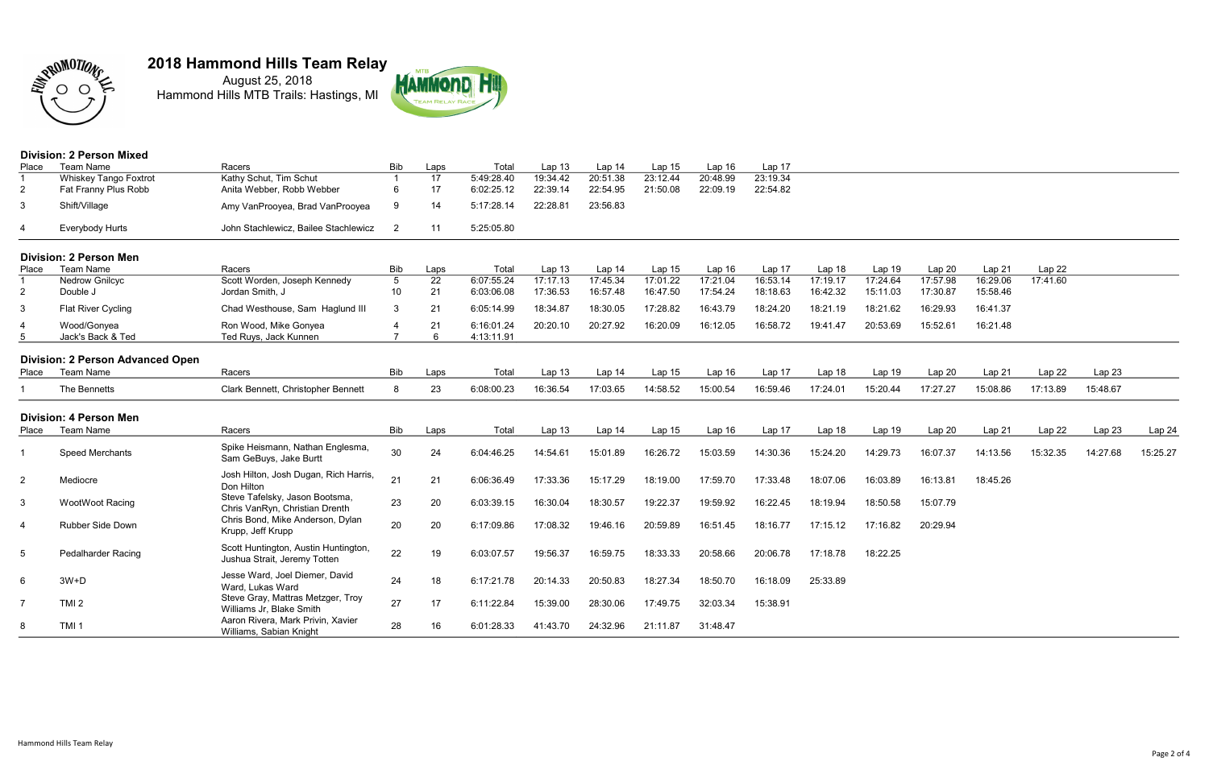# 2018 Hammond Hills Team Relay

August 25, 2018
Hammond Hills MTB Trails: Hastings, MI

### Division: 2 Person Mixed

| Place | Team Name | Racers | Bib | Laps | Total | Lap 13 | Lap 14 | Lap 15 | Lap 16 | Lap 17 |
|---|---|---|---|---|---|---|---|---|---|---|
| 1 | Whiskey Tango Foxtrot | Kathy Schut, Tim Schut | 1 | 17 | 5:49:28.40 | 19:34.42 | 20:51.38 | 23:12.44 | 20:48.99 | 23:19.34 |
| 2 | Fat Franny Plus Robb | Anita Webber, Robb Webber | 6 | 17 | 6:02:25.12 | 22:39.14 | 22:54.95 | 21:50.08 | 22:09.19 | 22:54.82 |
| 3 | Shift/Village | Amy VanProoyea, Brad VanProoyea | 9 | 14 | 5:17:28.14 | 22:28.81 | 23:56.83 | | | |
| 4 | Everybody Hurts | John Stachlewicz, Bailee Stachlewicz | 2 | 11 | 5:25:05.80 | | | | | |

### Division: 2 Person Men

| Place | Team Name | Racers | Bib | Laps | Total | Lap 13 | Lap 14 | Lap 15 | Lap 16 | Lap 17 | Lap 18 | Lap 19 | Lap 20 | Lap 21 | Lap 22 |
|---|---|---|---|---|---|---|---|---|---|---|---|---|---|---|---|
| 1 | Nedrow Gnilcyc | Scott Worden, Joseph Kennedy | 5 | 22 | 6:07:55.24 | 17:17.13 | 17:45.34 | 17:01.22 | 17:21.04 | 16:53.14 | 17:19.17 | 17:24.64 | 17:57.98 | 16:29.06 | 17:41.60 |
| 2 | Double J | Jordan Smith, J | 10 | 21 | 6:03:06.08 | 17:36.53 | 16:57.48 | 16:47.50 | 17:54.24 | 18:18.63 | 16:42.32 | 15:11.03 | 17:30.87 | 15:58.46 | |
| 3 | Flat River Cycling | Chad Westhouse, Sam Haglund III | 3 | 21 | 6:05:14.99 | 18:34.87 | 18:30.05 | 17:28.82 | 16:43.79 | 18:24.20 | 18:21.19 | 18:21.62 | 16:29.93 | 16:41.37 | |
| 4 | Wood/Gonyea | Ron Wood, Mike Gonyea | 4 | 21 | 6:16:01.24 | 20:20.10 | 20:27.92 | 16:20.09 | 16:12.05 | 16:58.72 | 19:41.47 | 20:53.69 | 15:52.61 | 16:21.48 | |
| 5 | Jack's Back & Ted | Ted Ruys, Jack Kunnen | 7 | 6 | 4:13:11.91 | | | | | | | | | | |

### Division: 2 Person Advanced Open

| Place | Team Name | Racers | Bib | Laps | Total | Lap 13 | Lap 14 | Lap 15 | Lap 16 | Lap 17 | Lap 18 | Lap 19 | Lap 20 | Lap 21 | Lap 22 | Lap 23 |
|---|---|---|---|---|---|---|---|---|---|---|---|---|---|---|---|---|
| 1 | The Bennetts | Clark Bennett, Christopher Bennett | 8 | 23 | 6:08:00.23 | 16:36.54 | 17:03.65 | 14:58.52 | 15:00.54 | 16:59.46 | 17:24.01 | 15:20.44 | 17:27.27 | 15:08.86 | 17:13.89 | 15:48.67 |

### Division: 4 Person Men

| Place | Team Name | Racers | Bib | Laps | Total | Lap 13 | Lap 14 | Lap 15 | Lap 16 | Lap 17 | Lap 18 | Lap 19 | Lap 20 | Lap 21 | Lap 22 | Lap 23 | Lap 24 |
|---|---|---|---|---|---|---|---|---|---|---|---|---|---|---|---|---|---|
| 1 | Speed Merchants | Spike Heismann, Nathan Englesma, Sam GeBuys, Jake Burtt | 30 | 24 | 6:04:46.25 | 14:54.61 | 15:01.89 | 16:26.72 | 15:03.59 | 14:30.36 | 15:24.20 | 14:29.73 | 16:07.37 | 14:13.56 | 15:32.35 | 14:27.68 | 15:25.27 |
| 2 | Mediocre | Josh Hilton, Josh Dugan, Rich Harris, Don Hilton | 21 | 21 | 6:06:36.49 | 17:33.36 | 15:17.29 | 18:19.00 | 17:59.70 | 17:33.48 | 18:07.06 | 16:03.89 | 16:13.81 | 18:45.26 | | | |
| 3 | WootWoot Racing | Steve Tafelsky, Jason Bootsma, Chris VanRyn, Christian Drenth | 23 | 20 | 6:03:39.15 | 16:30.04 | 18:30.57 | 19:22.37 | 19:59.92 | 16:22.45 | 18:19.94 | 18:50.58 | 15:07.79 | | | | |
| 4 | Rubber Side Down | Chris Bond, Mike Anderson, Dylan Krupp, Jeff Krupp | 20 | 20 | 6:17:09.86 | 17:08.32 | 19:46.16 | 20:59.89 | 16:51.45 | 18:16.77 | 17:15.12 | 17:16.82 | 20:29.94 | | | | |
| 5 | Pedalharder Racing | Scott Huntington, Austin Huntington, Jushua Strait, Jeremy Totten | 22 | 19 | 6:03:07.57 | 19:56.37 | 16:59.75 | 18:33.33 | 20:58.66 | 20:06.78 | 17:18.78 | 18:22.25 | | | | | |
| 6 | 3W+D | Jesse Ward, Joel Diemer, David Ward, Lukas Ward | 24 | 18 | 6:17:21.78 | 20:14.33 | 20:50.83 | 18:27.34 | 18:50.70 | 16:18.09 | 25:33.89 | | | | | | |
| 7 | TMI 2 | Steve Gray, Mattras Metzger, Troy Williams Jr, Blake Smith | 27 | 17 | 6:11:22.84 | 15:39.00 | 28:30.06 | 17:49.75 | 32:03.34 | 15:38.91 | | | | | | | |
| 8 | TMI 1 | Aaron Rivera, Mark Privin, Xavier Williams, Sabian Knight | 28 | 16 | 6:01:28.33 | 41:43.70 | 24:32.96 | 21:11.87 | 31:48.47 | | | | | | | | |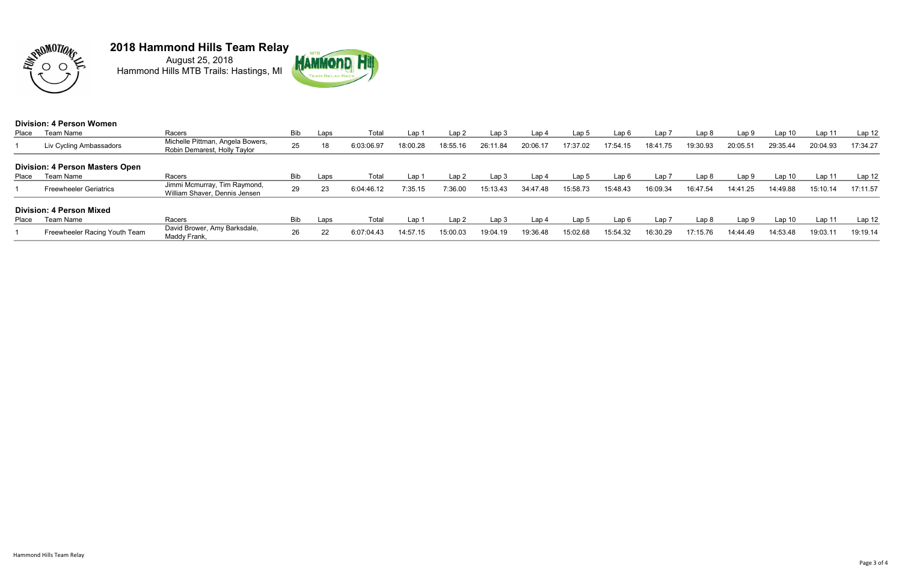# 2018 Hammond Hills Team Relay

August 25, 2018
Hammond Hills MTB Trails: Hastings, MI

### Division: 4 Person Women

| Place | Team Name | Racers | Bib | Laps | Total | Lap 1 | Lap 2 | Lap 3 | Lap 4 | Lap 5 | Lap 6 | Lap 7 | Lap 8 | Lap 9 | Lap 10 | Lap 11 | Lap 12 |
|---|---|---|---|---|---|---|---|---|---|---|---|---|---|---|---|---|---|
| 1 | Liv Cycling Ambassadors | Michelle Pittman, Angela Bowers, Robin Demarest, Holly Taylor | 25 | 18 | 6:03:06.97 | 18:00.28 | 18:55.16 | 26:11.84 | 20:06.17 | 17:37.02 | 17:54.15 | 18:41.75 | 19:30.93 | 20:05.51 | 29:35.44 | 20:04.93 | 17:34.27 |

### Division: 4 Person Masters Open

| Place | Team Name | Racers | Bib | Laps | Total | Lap 1 | Lap 2 | Lap 3 | Lap 4 | Lap 5 | Lap 6 | Lap 7 | Lap 8 | Lap 9 | Lap 10 | Lap 11 | Lap 12 |
|---|---|---|---|---|---|---|---|---|---|---|---|---|---|---|---|---|---|
| 1 | Freewheeler Geriatrics | Jimmi Mcmurray, Tim Raymond, William Shaver, Dennis Jensen | 29 | 23 | 6:04:46.12 | 7:35.15 | 7:36.00 | 15:13.43 | 34:47.48 | 15:58.73 | 15:48.43 | 16:09.34 | 16:47.54 | 14:41.25 | 14:49.88 | 15:10.14 | 17:11.57 |

### Division: 4 Person Mixed

| Place | Team Name | Racers | Bib | Laps | Total | Lap 1 | Lap 2 | Lap 3 | Lap 4 | Lap 5 | Lap 6 | Lap 7 | Lap 8 | Lap 9 | Lap 10 | Lap 11 | Lap 12 |
|---|---|---|---|---|---|---|---|---|---|---|---|---|---|---|---|---|---|
| 1 | Freewheeler Racing Youth Team | David Brower, Amy Barksdale, Maddy Frank, | 26 | 22 | 6:07:04.43 | 14:57.15 | 15:00.03 | 19:04.19 | 19:36.48 | 15:02.68 | 15:54.32 | 16:30.29 | 17:15.76 | 14:44.49 | 14:53.48 | 19:03.11 | 19:19.14 |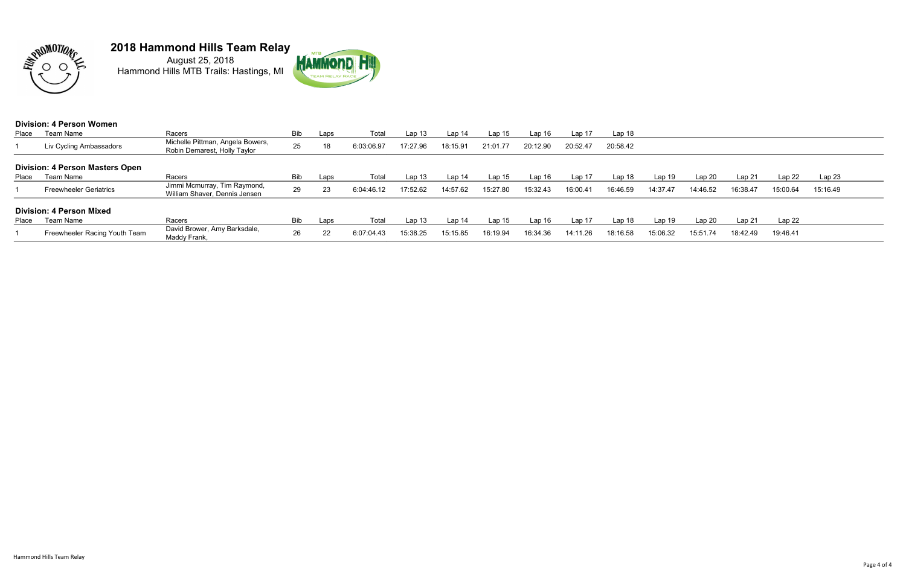# 2018 Hammond Hills Team Relay

August 25, 2018

Hammond Hills MTB Trails: Hastings, MI

### Division: 4 Person Women

| Place | Team Name | Racers | Bib | Laps | Total | Lap 13 | Lap 14 | Lap 15 | Lap 16 | Lap 17 | Lap 18 |
|---|---|---|---|---|---|---|---|---|---|---|---|
| 1 | Liv Cycling Ambassadors | Michelle Pittman, Angela Bowers, Robin Demarest, Holly Taylor | 25 | 18 | 6:03:06.97 | 17:27.96 | 18:15.91 | 21:01.77 | 20:12.90 | 20:52.47 | 20:58.42 |

### Division: 4 Person Masters Open

| Place | Team Name | Racers | Bib | Laps | Total | Lap 13 | Lap 14 | Lap 15 | Lap 16 | Lap 17 | Lap 18 | Lap 19 | Lap 20 | Lap 21 | Lap 22 | Lap 23 |
|---|---|---|---|---|---|---|---|---|---|---|---|---|---|---|---|---|
| 1 | Freewheeler Geriatrics | Jimmi Mcmurray, Tim Raymond, William Shaver, Dennis Jensen | 29 | 23 | 6:04:46.12 | 17:52.62 | 14:57.62 | 15:27.80 | 15:32.43 | 16:00.41 | 16:46.59 | 14:37.47 | 14:46.52 | 16:38.47 | 15:00.64 | 15:16.49 |

### Division: 4 Person Mixed

| Place | Team Name | Racers | Bib | Laps | Total | Lap 13 | Lap 14 | Lap 15 | Lap 16 | Lap 17 | Lap 18 | Lap 19 | Lap 20 | Lap 21 | Lap 22 |
|---|---|---|---|---|---|---|---|---|---|---|---|---|---|---|---|
| 1 | Freewheeler Racing Youth Team | David Brower, Amy Barksdale, Maddy Frank, | 26 | 22 | 6:07:04.43 | 15:38.25 | 15:15.85 | 16:19.94 | 16:34.36 | 14:11.26 | 18:16.58 | 15:06.32 | 15:51.74 | 18:42.49 | 19:46.41 |